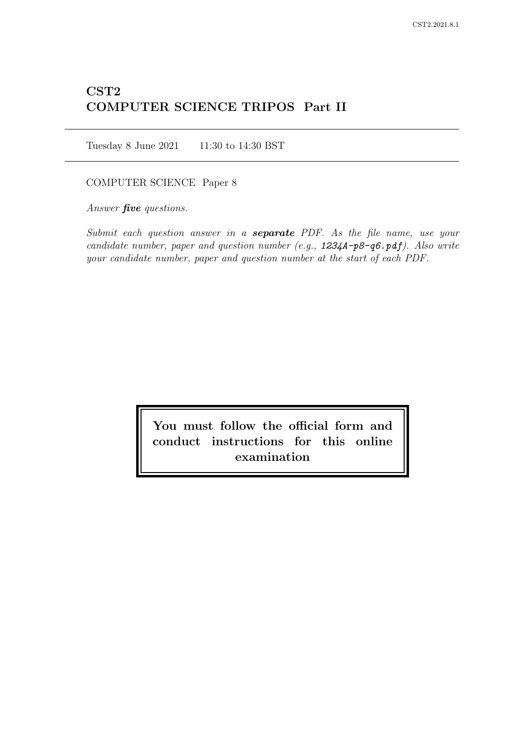# CST2
# COMPUTER SCIENCE TRIPOS Part II

Tuesday 8 June 2021 11:30 to 14:30 BST

COMPUTER SCIENCE Paper 8

*Answer **five** questions.*

*Submit each question answer in a **separate** PDF. As the file name, use your candidate number, paper and question number (e.g., 1234A-p8-q6.pdf). Also write your candidate number, paper and question number at the start of each PDF.*

**You must follow the official form and conduct instructions for this online examination**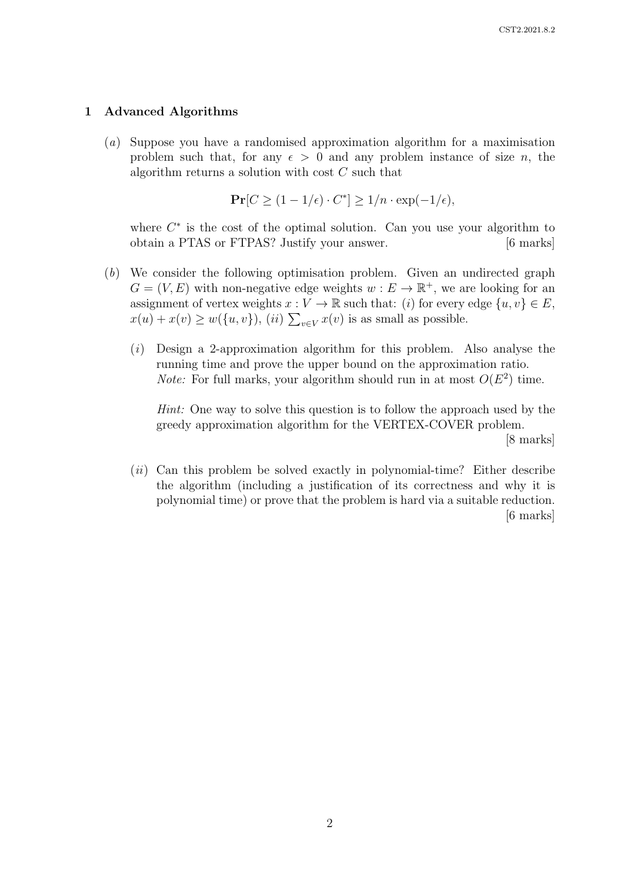## 1 Advanced Algorithms

(*a*) Suppose you have a randomised approximation algorithm for a maximisation problem such that, for any $\epsilon > 0$ and any problem instance of size $n$, the algorithm returns a solution with cost $C$ such that

$$\mathbf{Pr}[C \geq (1 - 1/\epsilon) \cdot C^*] \geq 1/n \cdot \exp(-1/\epsilon),$$

where $C^*$ is the cost of the optimal solution. Can you use your algorithm to obtain a PTAS or FTPAS? Justify your answer. [6 marks]

(*b*) We consider the following optimisation problem. Given an undirected graph $G = (V, E)$ with non-negative edge weights $w : E \to \mathbb{R}^+$, we are looking for an assignment of vertex weights $x : V \to \mathbb{R}$ such that: (*i*) for every edge $\{u, v\} \in E$, $x(u) + x(v) \geq w(\{u, v\})$, (*ii*) $\sum_{v \in V} x(v)$ is as small as possible.

(*i*) Design a 2-approximation algorithm for this problem. Also analyse the running time and prove the upper bound on the approximation ratio. *Note:* For full marks, your algorithm should run in at most $O(E^2)$ time.

*Hint:* One way to solve this question is to follow the approach used by the greedy approximation algorithm for the VERTEX-COVER problem. [8 marks]

(*ii*) Can this problem be solved exactly in polynomial-time? Either describe the algorithm (including a justification of its correctness and why it is polynomial time) or prove that the problem is hard via a suitable reduction. [6 marks]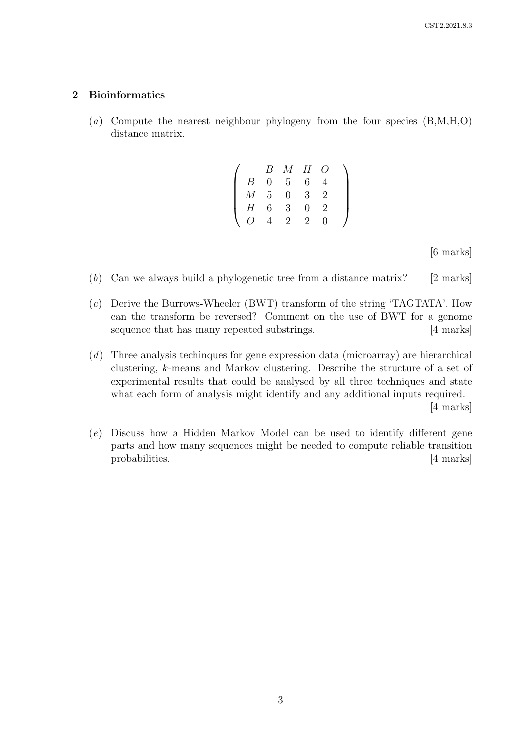## 2 Bioinformatics

(*a*) Compute the nearest neighbour phylogeny from the four species (B,M,H,O) distance matrix.

$$\begin{pmatrix} & B & M & H & O \\ B & 0 & 5 & 6 & 4 \\ M & 5 & 0 & 3 & 2 \\ H & 6 & 3 & 0 & 2 \\ O & 4 & 2 & 2 & 0 \end{pmatrix}$$

[6 marks]

(*b*) Can we always build a phylogenetic tree from a distance matrix? [2 marks]

(*c*) Derive the Burrows-Wheeler (BWT) transform of the string 'TAGTATA'. How can the transform be reversed? Comment on the use of BWT for a genome sequence that has many repeated substrings. [4 marks]

(*d*) Three analysis techinques for gene expression data (microarray) are hierarchical clustering, *k*-means and Markov clustering. Describe the structure of a set of experimental results that could be analysed by all three techniques and state what each form of analysis might identify and any additional inputs required. [4 marks]

(*e*) Discuss how a Hidden Markov Model can be used to identify different gene parts and how many sequences might be needed to compute reliable transition probabilities. [4 marks]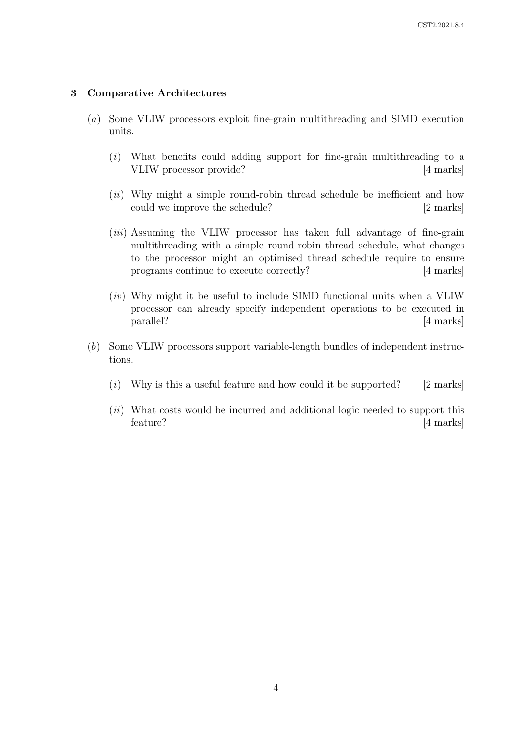## 3 Comparative Architectures

(*a*) Some VLIW processors exploit fine-grain multithreading and SIMD execution units.

(*i*) What benefits could adding support for fine-grain multithreading to a VLIW processor provide? [4 marks]

(*ii*) Why might a simple round-robin thread schedule be inefficient and how could we improve the schedule? [2 marks]

(*iii*) Assuming the VLIW processor has taken full advantage of fine-grain multithreading with a simple round-robin thread schedule, what changes to the processor might an optimised thread schedule require to ensure programs continue to execute correctly? [4 marks]

(*iv*) Why might it be useful to include SIMD functional units when a VLIW processor can already specify independent operations to be executed in parallel? [4 marks]

(*b*) Some VLIW processors support variable-length bundles of independent instructions.

(*i*) Why is this a useful feature and how could it be supported? [2 marks]

(*ii*) What costs would be incurred and additional logic needed to support this feature? [4 marks]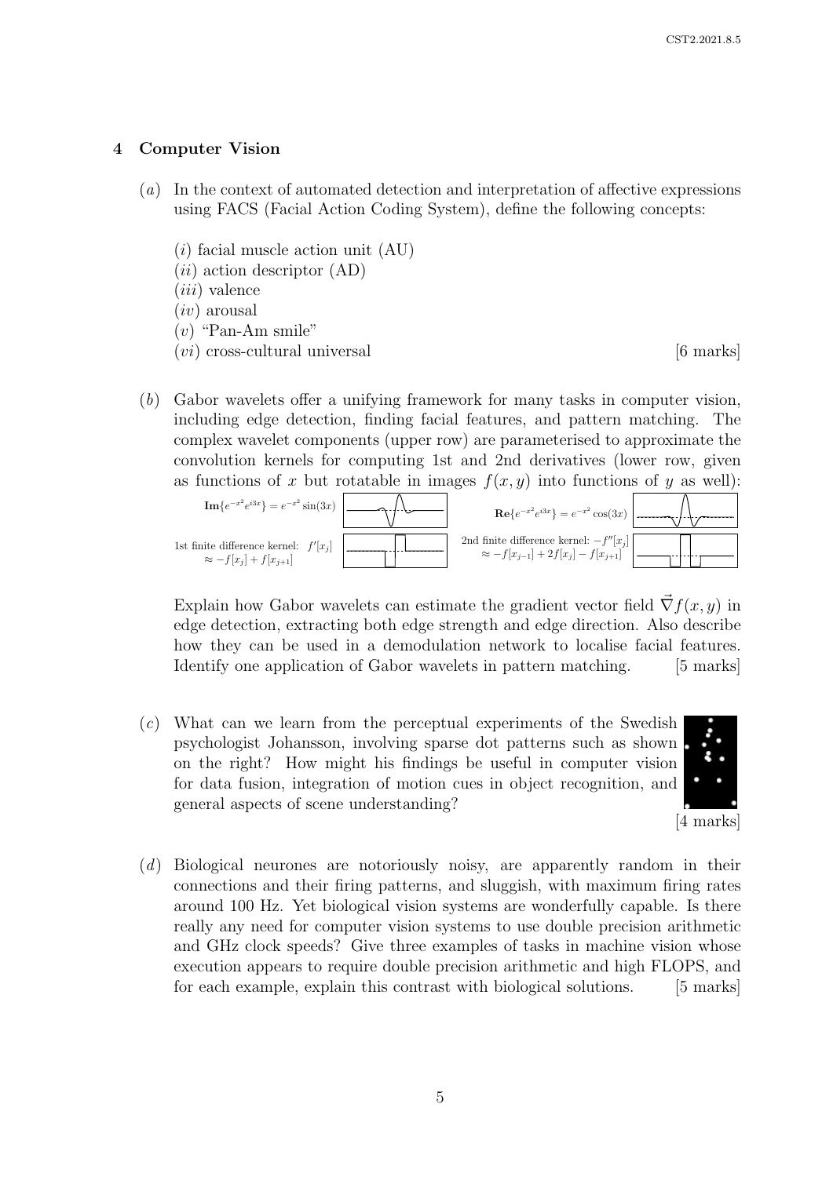## 4 Computer Vision

(*a*) In the context of automated detection and interpretation of affective expressions using FACS (Facial Action Coding System), define the following concepts:

(*i*) facial muscle action unit (AU)
(*ii*) action descriptor (AD)
(*iii*) valence
(*iv*) arousal
(*v*) "Pan-Am smile"
(*vi*) cross-cultural universal [6 marks]

(*b*) Gabor wavelets offer a unifying framework for many tasks in computer vision, including edge detection, finding facial features, and pattern matching. The complex wavelet components (upper row) are parameterised to approximate the convolution kernels for computing 1st and 2nd derivatives (lower row, given as functions of $x$ but rotatable in images $f(x, y)$ into functions of $y$ as well):

$\mathbf{Im}\{e^{-x^2}e^{i3x}\} = e^{-x^2}\sin(3x)$

$\mathbf{Re}\{e^{-x^2}e^{i3x}\} = e^{-x^2}\cos(3x)$

1st finite difference kernel: $f'[x_j] \approx -f[x_j] + f[x_{j+1}]$

2nd finite difference kernel: $-f''[x_j] \approx -f[x_{j-1}] + 2f[x_j] - f[x_{j+1}]$

Explain how Gabor wavelets can estimate the gradient vector field $\vec{\nabla} f(x, y)$ in edge detection, extracting both edge strength and edge direction. Also describe how they can be used in a demodulation network to localise facial features. Identify one application of Gabor wavelets in pattern matching. [5 marks]

(*c*) What can we learn from the perceptual experiments of the Swedish psychologist Johansson, involving sparse dot patterns such as shown on the right? How might his findings be useful in computer vision for data fusion, integration of motion cues in object recognition, and general aspects of scene understanding? [4 marks]

(*d*) Biological neurones are notoriously noisy, are apparently random in their connections and their firing patterns, and sluggish, with maximum firing rates around 100 Hz. Yet biological vision systems are wonderfully capable. Is there really any need for computer vision systems to use double precision arithmetic and GHz clock speeds? Give three examples of tasks in machine vision whose execution appears to require double precision arithmetic and high FLOPS, and for each example, explain this contrast with biological solutions. [5 marks]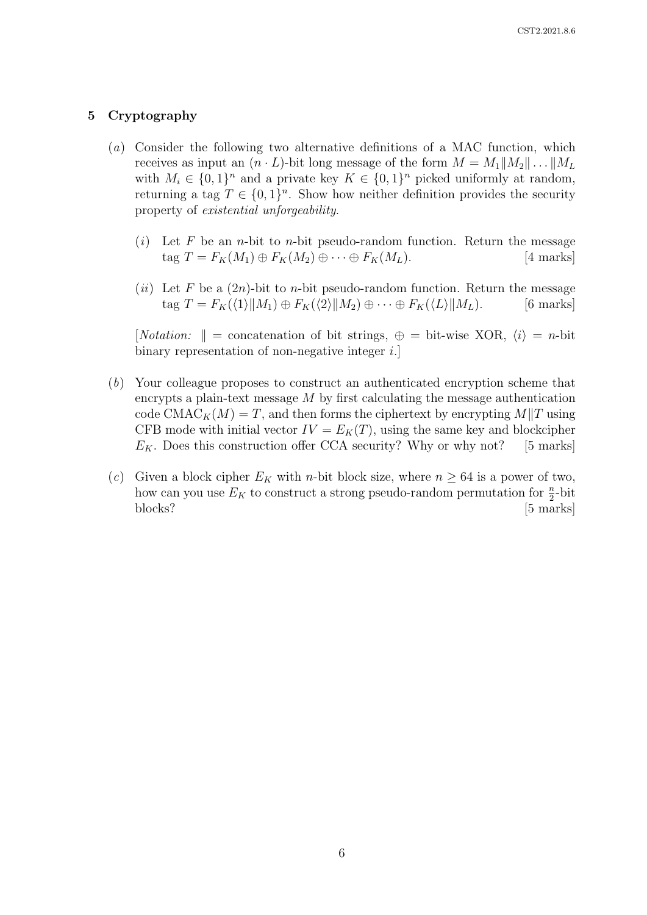## 5 Cryptography

(*a*) Consider the following two alternative definitions of a MAC function, which receives as input an $(n \cdot L)$-bit long message of the form $M = M_1 \| M_2 \| \dots \| M_L$ with $M_i \in \{0,1\}^n$ and a private key $K \in \{0,1\}^n$ picked uniformly at random, returning a tag $T \in \{0,1\}^n$. Show how neither definition provides the security property of *existential unforgeability*.

(*i*) Let $F$ be an $n$-bit to $n$-bit pseudo-random function. Return the message tag $T = F_K(M_1) \oplus F_K(M_2) \oplus \dots \oplus F_K(M_L)$. [4 marks]

(*ii*) Let $F$ be a $(2n)$-bit to $n$-bit pseudo-random function. Return the message tag $T = F_K(\langle 1 \rangle \| M_1) \oplus F_K(\langle 2 \rangle \| M_2) \oplus \dots \oplus F_K(\langle L \rangle \| M_L)$. [6 marks]

[*Notation:* $\|$ = concatenation of bit strings, $\oplus$ = bit-wise XOR, $\langle i \rangle$ = $n$-bit binary representation of non-negative integer $i$.]

(*b*) Your colleague proposes to construct an authenticated encryption scheme that encrypts a plain-text message $M$ by first calculating the message authentication code $\text{CMAC}_K(M) = T$, and then forms the ciphertext by encrypting $M \| T$ using CFB mode with initial vector $IV = E_K(T)$, using the same key and blockcipher $E_K$. Does this construction offer CCA security? Why or why not? [5 marks]

(*c*) Given a block cipher $E_K$ with $n$-bit block size, where $n \geq 64$ is a power of two, how can you use $E_K$ to construct a strong pseudo-random permutation for $\frac{n}{2}$-bit blocks? [5 marks]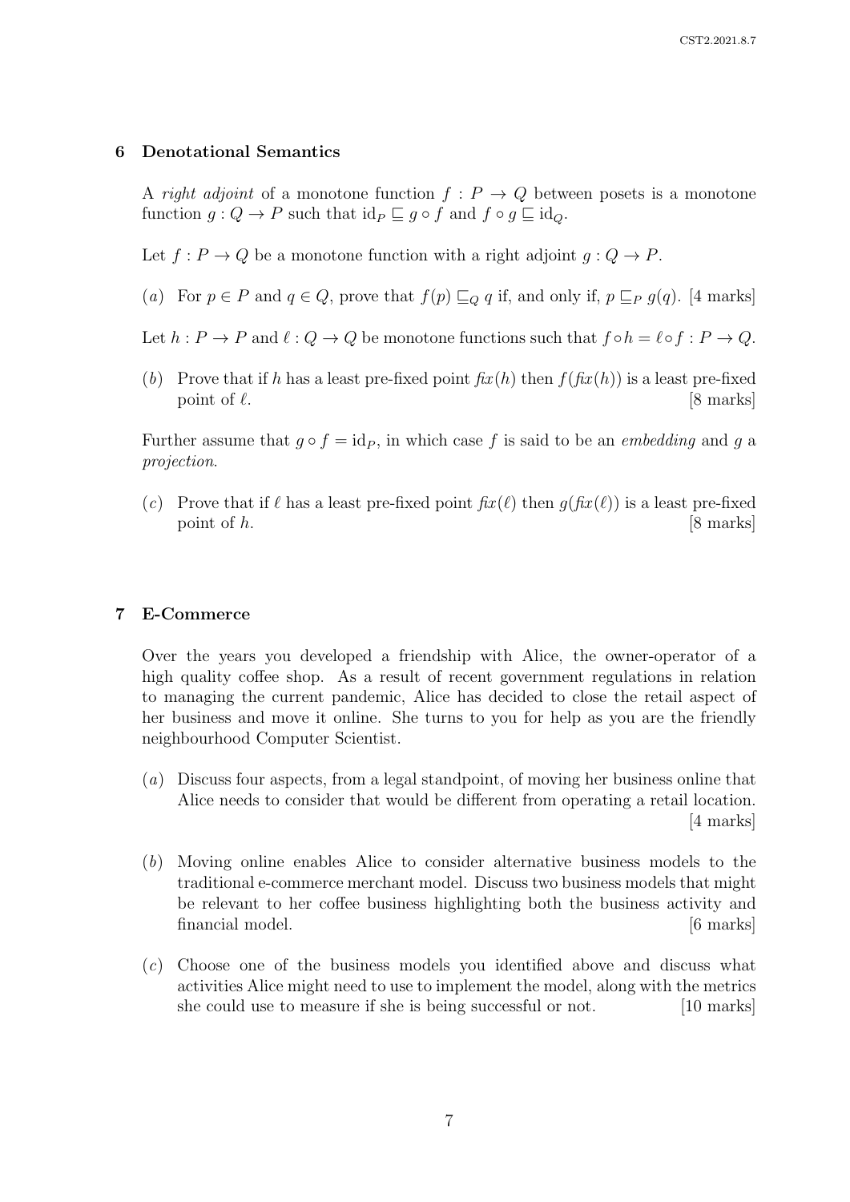## 6 Denotational Semantics

A *right adjoint* of a monotone function $f : P \to Q$ between posets is a monotone function $g : Q \to P$ such that $\mathrm{id}_P \sqsubseteq g \circ f$ and $f \circ g \sqsubseteq \mathrm{id}_Q$.

Let $f : P \to Q$ be a monotone function with a right adjoint $g : Q \to P$.

(*a*) For $p \in P$ and $q \in Q$, prove that $f(p) \sqsubseteq_Q q$ if, and only if, $p \sqsubseteq_P g(q)$. [4 marks]

Let $h : P \to P$ and $\ell : Q \to Q$ be monotone functions such that $f \circ h = \ell \circ f : P \to Q$.

(*b*) Prove that if $h$ has a least pre-fixed point $\mathit{fix}(h)$ then $f(\mathit{fix}(h))$ is a least pre-fixed point of $\ell$. [8 marks]

Further assume that $g \circ f = \mathrm{id}_P$, in which case $f$ is said to be an *embedding* and $g$ a *projection*.

(*c*) Prove that if $\ell$ has a least pre-fixed point $\mathit{fix}(\ell)$ then $g(\mathit{fix}(\ell))$ is a least pre-fixed point of $h$. [8 marks]

## 7 E-Commerce

Over the years you developed a friendship with Alice, the owner-operator of a high quality coffee shop. As a result of recent government regulations in relation to managing the current pandemic, Alice has decided to close the retail aspect of her business and move it online. She turns to you for help as you are the friendly neighbourhood Computer Scientist.

(*a*) Discuss four aspects, from a legal standpoint, of moving her business online that Alice needs to consider that would be different from operating a retail location. [4 marks]

(*b*) Moving online enables Alice to consider alternative business models to the traditional e-commerce merchant model. Discuss two business models that might be relevant to her coffee business highlighting both the business activity and financial model. [6 marks]

(*c*) Choose one of the business models you identified above and discuss what activities Alice might need to use to implement the model, along with the metrics she could use to measure if she is being successful or not. [10 marks]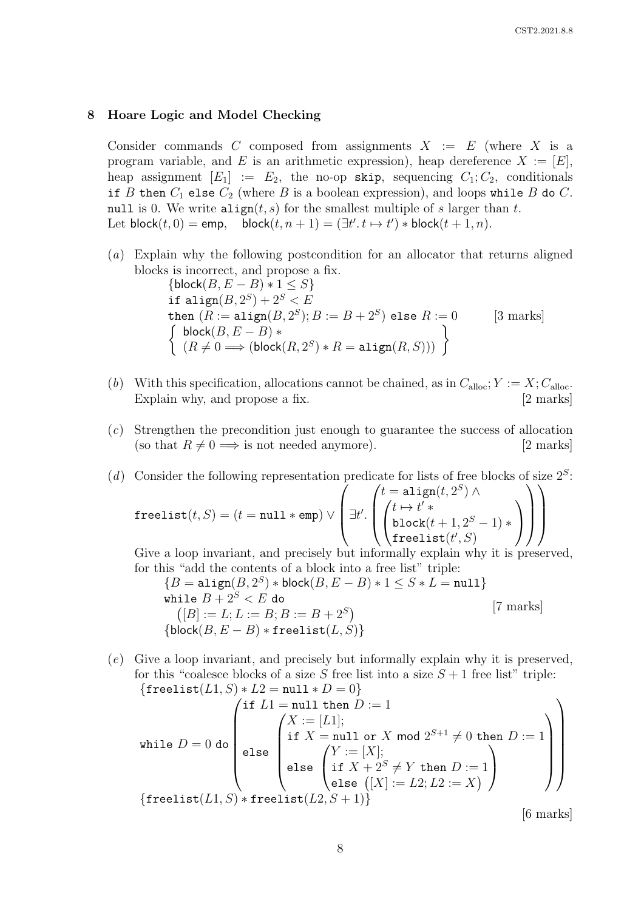## 8 Hoare Logic and Model Checking

Consider commands $C$ composed from assignments $X := E$ (where $X$ is a program variable, and $E$ is an arithmetic expression), heap dereference $X := [E]$, heap assignment $[E_1] := E_2$, the no-op skip, sequencing $C_1; C_2$, conditionals if $B$ then $C_1$ else $C_2$ (where $B$ is a boolean expression), and loops while $B$ do $C$. null is 0. We write $\mathtt{align}(t, s)$ for the smallest multiple of $s$ larger than $t$.
Let $\mathsf{block}(t, 0) = \mathsf{emp}$, $\quad \mathsf{block}(t, n+1) = (\exists t'.\, t \mapsto t') * \mathsf{block}(t+1, n)$.

(*a*) Explain why the following postcondition for an allocator that returns aligned blocks is incorrect, and propose a fix. [3 marks]

$$\{\mathsf{block}(B, E - B) * 1 \leq S\}$$
$$\texttt{if } \mathtt{align}(B, 2^S) + 2^S < E$$
$$\texttt{then } (R := \mathtt{align}(B, 2^S); B := B + 2^S) \texttt{ else } R := 0$$
$$\left\{ \begin{array}{l} \mathsf{block}(B, E - B) * \\ (R \neq 0 \Longrightarrow (\mathsf{block}(R, 2^S) * R = \mathtt{align}(R, S))) \end{array} \right\}$$

(*b*) With this specification, allocations cannot be chained, as in $C_{\text{alloc}}; Y := X; C_{\text{alloc}}$. Explain why, and propose a fix. [2 marks]

(*c*) Strengthen the precondition just enough to guarantee the success of allocation (so that $R \neq 0 \Longrightarrow$ is not needed anymore). [2 marks]

(*d*) Consider the following representation predicate for lists of free blocks of size $2^S$:

$$\mathtt{freelist}(t, S) = (t = \mathtt{null} * \mathsf{emp}) \vee \left( \exists t'. \left( \begin{array}{l} t = \mathtt{align}(t, 2^S) \wedge \\ \left( \begin{array}{l} t \mapsto t' * \\ \mathsf{block}(t+1, 2^S - 1) * \\ \mathtt{freelist}(t', S) \end{array} \right) \end{array} \right) \right)$$

Give a loop invariant, and precisely but informally explain why it is preserved, for this "add the contents of a block into a free list" triple: [7 marks]

$$\{B = \mathtt{align}(B, 2^S) * \mathsf{block}(B, E - B) * 1 \leq S * L = \mathtt{null}\}$$
$$\texttt{while } B + 2^S < E \texttt{ do}$$
$$\left([B] := L; L := B; B := B + 2^S\right)$$
$$\{\mathsf{block}(B, E - B) * \mathtt{freelist}(L, S)\}$$

(*e*) Give a loop invariant, and precisely but informally explain why it is preserved, for this "coalesce blocks of a size $S$ free list into a size $S+1$ free list" triple: [6 marks]

$$\{\mathtt{freelist}(L1, S) * L2 = \mathtt{null} * D = 0\}$$
$$\texttt{while } D = 0 \texttt{ do} \left( \begin{array}{l} \texttt{if } L1 = \texttt{null then } D := 1 \\ \texttt{else} \left( \begin{array}{l} X := [L1]; \\ \texttt{if } X = \texttt{null or } X \bmod 2^{S+1} \neq 0 \texttt{ then } D := 1 \\ \texttt{else} \left( \begin{array}{l} Y := [X]; \\ \texttt{if } X + 2^S \neq Y \texttt{ then } D := 1 \\ \texttt{else } \left([X] := L2; L2 := X\right) \end{array} \right) \end{array} \right) \end{array} \right)$$
$$\{\mathtt{freelist}(L1, S) * \mathtt{freelist}(L2, S+1)\}$$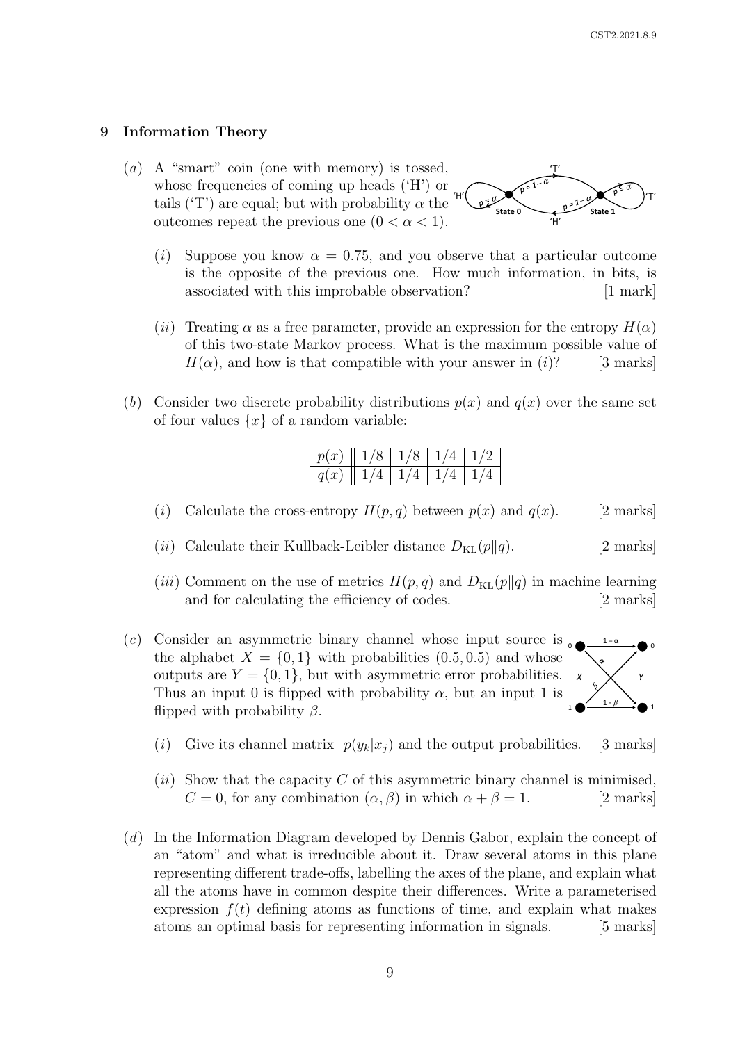## 9 Information Theory

(*a*) A "smart" coin (one with memory) is tossed, whose frequencies of coming up heads ('H') or tails ('T') are equal; but with probability $\alpha$ the outcomes repeat the previous one ($0 < \alpha < 1$).

(*i*) Suppose you know $\alpha = 0.75$, and you observe that a particular outcome is the opposite of the previous one. How much information, in bits, is associated with this improbable observation? [1 mark]

(*ii*) Treating $\alpha$ as a free parameter, provide an expression for the entropy $H(\alpha)$ of this two-state Markov process. What is the maximum possible value of $H(\alpha)$, and how is that compatible with your answer in (*i*)? [3 marks]

(*b*) Consider two discrete probability distributions $p(x)$ and $q(x)$ over the same set of four values $\{x\}$ of a random variable:

| $p(x)$ | $1/8$ | $1/8$ | $1/4$ | $1/2$ |
|---|---|---|---|---|
| $q(x)$ | $1/4$ | $1/4$ | $1/4$ | $1/4$ |

(*i*) Calculate the cross-entropy $H(p, q)$ between $p(x)$ and $q(x)$. [2 marks]

(*ii*) Calculate their Kullback-Leibler distance $D_{\mathrm{KL}}(p\|q)$. [2 marks]

(*iii*) Comment on the use of metrics $H(p, q)$ and $D_{\mathrm{KL}}(p\|q)$ in machine learning and for calculating the efficiency of codes. [2 marks]

(*c*) Consider an asymmetric binary channel whose input source is the alphabet $X = \{0, 1\}$ with probabilities $(0.5, 0.5)$ and whose outputs are $Y = \{0, 1\}$, but with asymmetric error probabilities. Thus an input 0 is flipped with probability $\alpha$, but an input 1 is flipped with probability $\beta$.

(*i*) Give its channel matrix $p(y_k|x_j)$ and the output probabilities. [3 marks]

(*ii*) Show that the capacity $C$ of this asymmetric binary channel is minimised, $C = 0$, for any combination $(\alpha, \beta)$ in which $\alpha + \beta = 1$. [2 marks]

(*d*) In the Information Diagram developed by Dennis Gabor, explain the concept of an "atom" and what is irreducible about it. Draw several atoms in this plane representing different trade-offs, labelling the axes of the plane, and explain what all the atoms have in common despite their differences. Write a parameterised expression $f(t)$ defining atoms as functions of time, and explain what makes atoms an optimal basis for representing information in signals. [5 marks]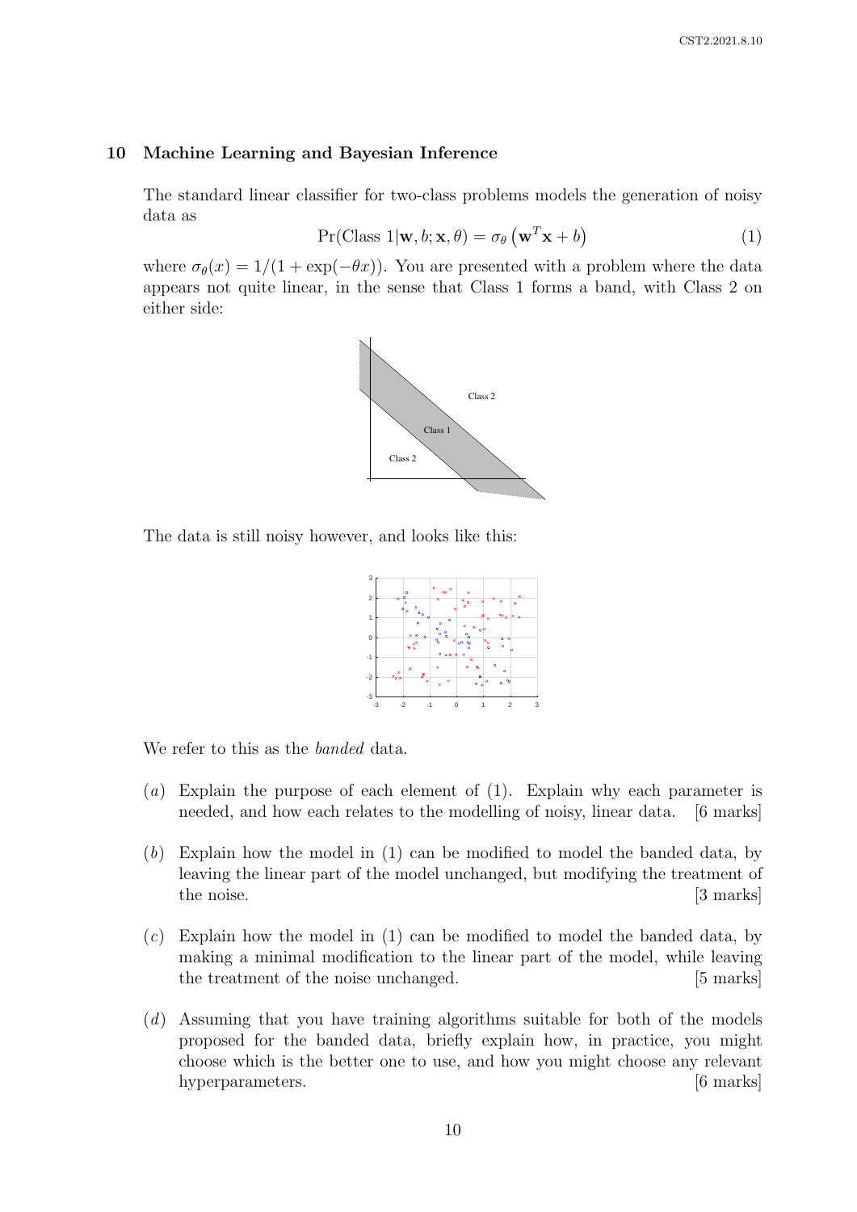## 10 Machine Learning and Bayesian Inference

The standard linear classifier for two-class problems models the generation of noisy data as

$$\Pr(\text{Class } 1|\mathbf{w}, b; \mathbf{x}, \theta) = \sigma_\theta\left(\mathbf{w}^T\mathbf{x} + b\right) \tag{1}$$

where $\sigma_\theta(x) = 1/(1 + \exp(-\theta x))$. You are presented with a problem where the data appears not quite linear, in the sense that Class 1 forms a band, with Class 2 on either side:

The data is still noisy however, and looks like this:

We refer to this as the *banded* data.

(*a*) Explain the purpose of each element of (1). Explain why each parameter is needed, and how each relates to the modelling of noisy, linear data. [6 marks]

(*b*) Explain how the model in (1) can be modified to model the banded data, by leaving the linear part of the model unchanged, but modifying the treatment of the noise. [3 marks]

(*c*) Explain how the model in (1) can be modified to model the banded data, by making a minimal modification to the linear part of the model, while leaving the treatment of the noise unchanged. [5 marks]

(*d*) Assuming that you have training algorithms suitable for both of the models proposed for the banded data, briefly explain how, in practice, you might choose which is the better one to use, and how you might choose any relevant hyperparameters. [6 marks]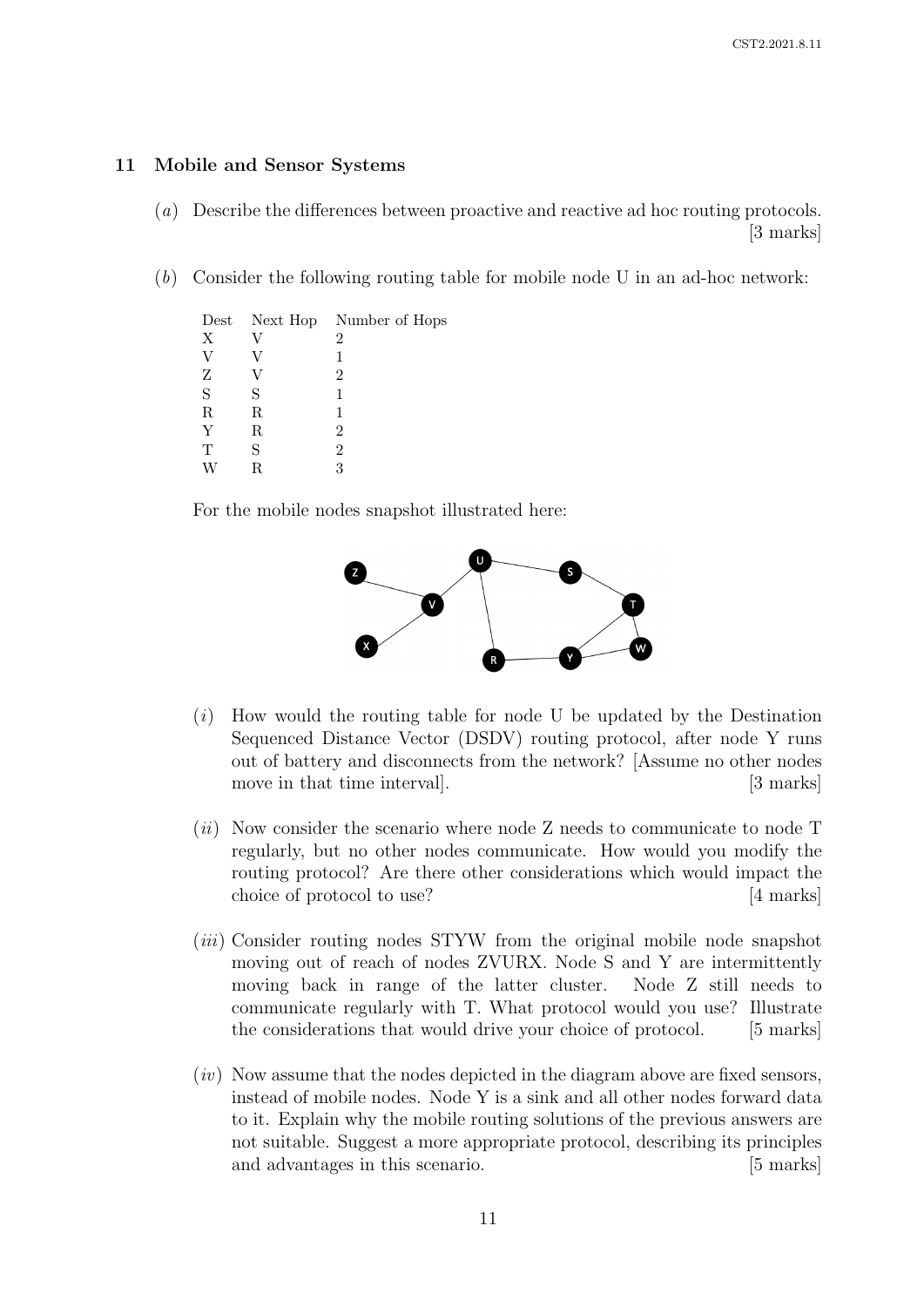## 11 Mobile and Sensor Systems

(*a*) Describe the differences between proactive and reactive ad hoc routing protocols. [3 marks]

(*b*) Consider the following routing table for mobile node U in an ad-hoc network:

| Dest | Next Hop | Number of Hops |
|---|---|---|
| X | V | 2 |
| V | V | 1 |
| Z | V | 2 |
| S | S | 1 |
| R | R | 1 |
| Y | R | 2 |
| T | S | 2 |
| W | R | 3 |

For the mobile nodes snapshot illustrated here:

(*i*) How would the routing table for node U be updated by the Destination Sequenced Distance Vector (DSDV) routing protocol, after node Y runs out of battery and disconnects from the network? [Assume no other nodes move in that time interval]. [3 marks]

(*ii*) Now consider the scenario where node Z needs to communicate to node T regularly, but no other nodes communicate. How would you modify the routing protocol? Are there other considerations which would impact the choice of protocol to use? [4 marks]

(*iii*) Consider routing nodes STYW from the original mobile node snapshot moving out of reach of nodes ZVURX. Node S and Y are intermittently moving back in range of the latter cluster. Node Z still needs to communicate regularly with T. What protocol would you use? Illustrate the considerations that would drive your choice of protocol. [5 marks]

(*iv*) Now assume that the nodes depicted in the diagram above are fixed sensors, instead of mobile nodes. Node Y is a sink and all other nodes forward data to it. Explain why the mobile routing solutions of the previous answers are not suitable. Suggest a more appropriate protocol, describing its principles and advantages in this scenario. [5 marks]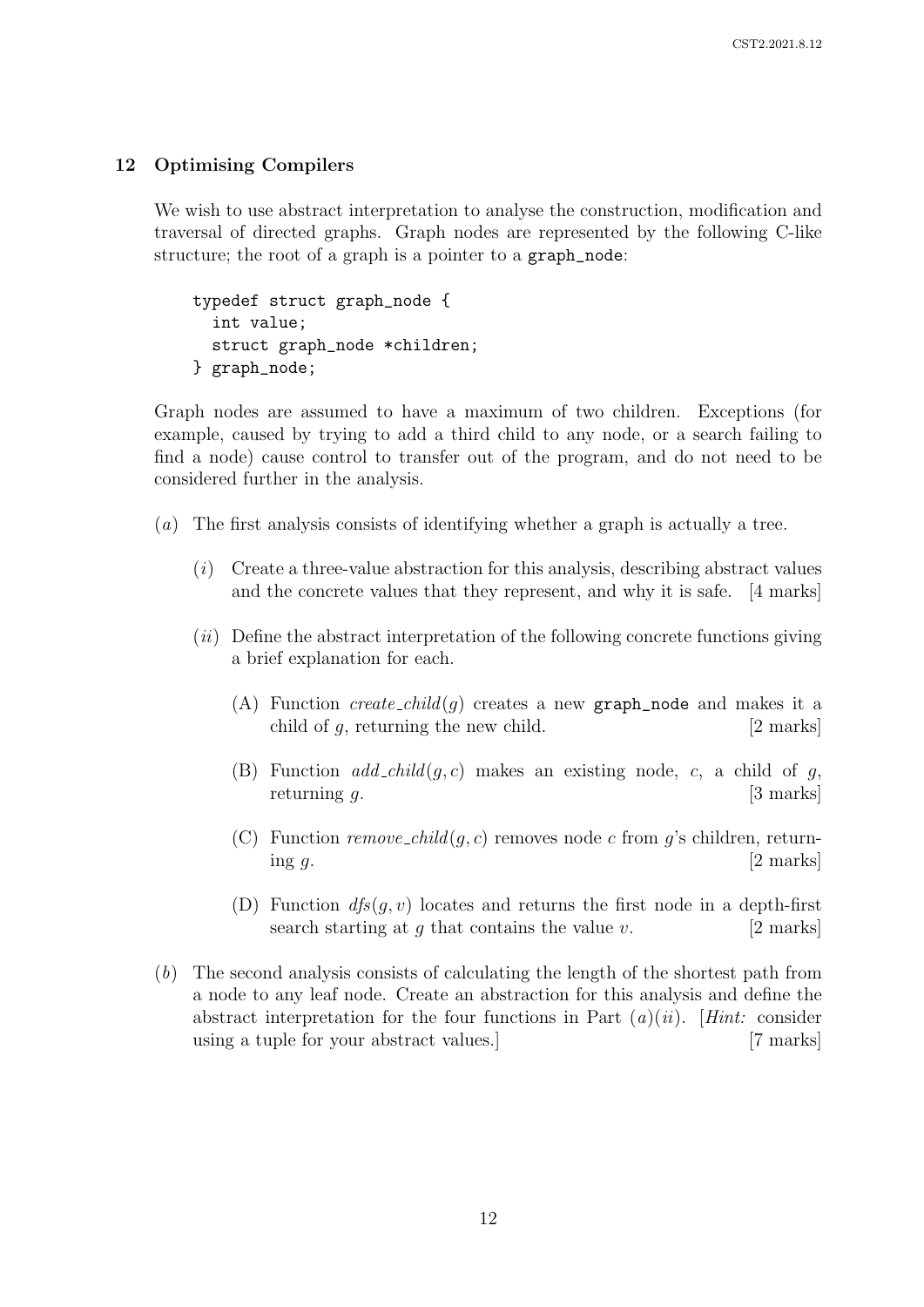## 12 Optimising Compilers

We wish to use abstract interpretation to analyse the construction, modification and traversal of directed graphs. Graph nodes are represented by the following C-like structure; the root of a graph is a pointer to a `graph_node`:

```
typedef struct graph_node {
  int value;
  struct graph_node *children;
} graph_node;
```

Graph nodes are assumed to have a maximum of two children. Exceptions (for example, caused by trying to add a third child to any node, or a search failing to find a node) cause control to transfer out of the program, and do not need to be considered further in the analysis.

(*a*) The first analysis consists of identifying whether a graph is actually a tree.

(*i*) Create a three-value abstraction for this analysis, describing abstract values and the concrete values that they represent, and why it is safe. [4 marks]

(*ii*) Define the abstract interpretation of the following concrete functions giving a brief explanation for each.

(A) Function *create_child*($g$) creates a new `graph_node` and makes it a child of $g$, returning the new child. [2 marks]

(B) Function *add_child*($g, c$) makes an existing node, $c$, a child of $g$, returning $g$. [3 marks]

(C) Function *remove_child*($g, c$) removes node $c$ from $g$'s children, returning $g$. [2 marks]

(D) Function *dfs*($g, v$) locates and returns the first node in a depth-first search starting at $g$ that contains the value $v$. [2 marks]

(*b*) The second analysis consists of calculating the length of the shortest path from a node to any leaf node. Create an abstraction for this analysis and define the abstract interpretation for the four functions in Part (*a*)(*ii*). [*Hint:* consider using a tuple for your abstract values.] [7 marks]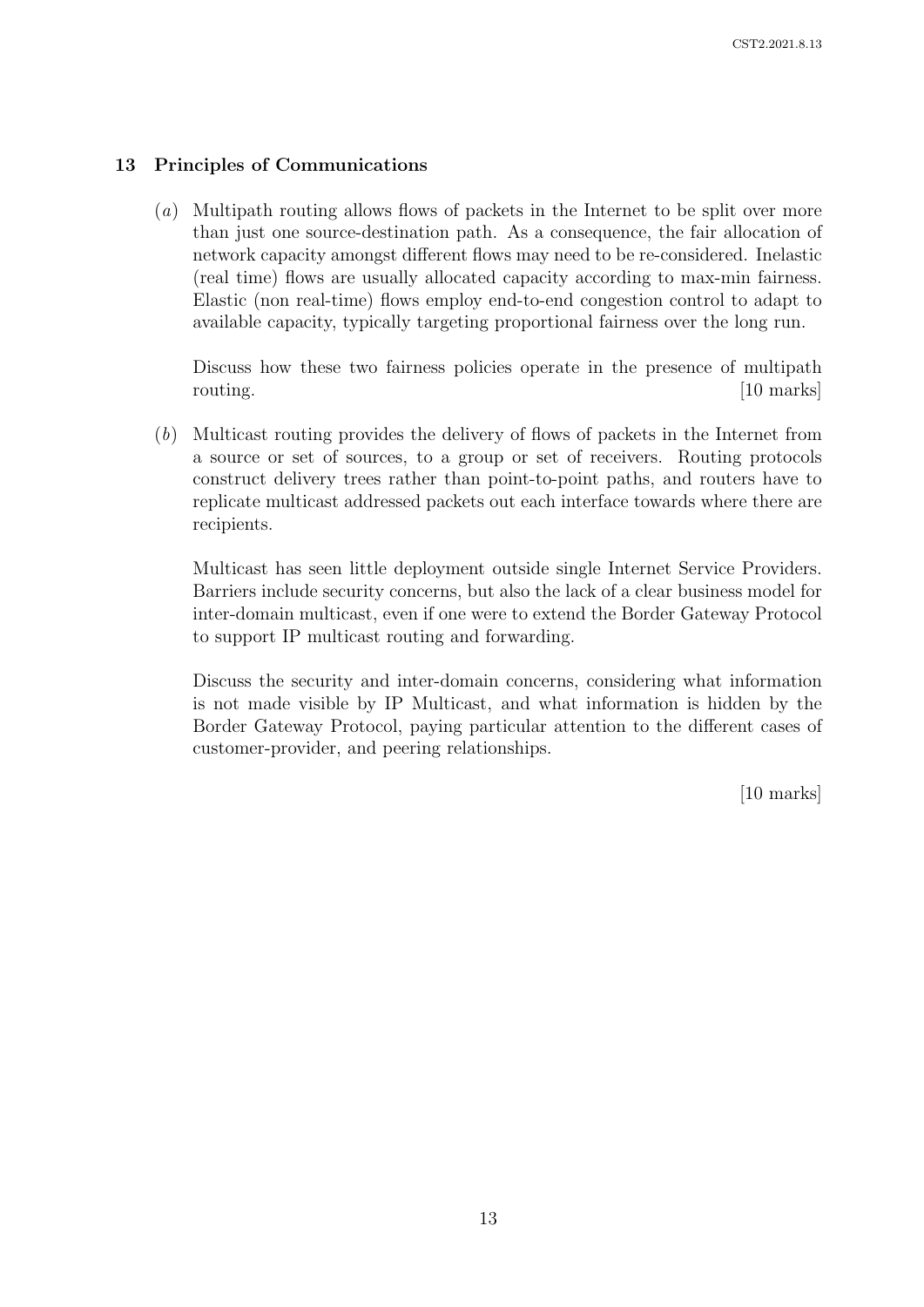## 13 Principles of Communications

(*a*) Multipath routing allows flows of packets in the Internet to be split over more than just one source-destination path. As a consequence, the fair allocation of network capacity amongst different flows may need to be re-considered. Inelastic (real time) flows are usually allocated capacity according to max-min fairness. Elastic (non real-time) flows employ end-to-end congestion control to adapt to available capacity, typically targeting proportional fairness over the long run.

Discuss how these two fairness policies operate in the presence of multipath routing. [10 marks]

(*b*) Multicast routing provides the delivery of flows of packets in the Internet from a source or set of sources, to a group or set of receivers. Routing protocols construct delivery trees rather than point-to-point paths, and routers have to replicate multicast addressed packets out each interface towards where there are recipients.

Multicast has seen little deployment outside single Internet Service Providers. Barriers include security concerns, but also the lack of a clear business model for inter-domain multicast, even if one were to extend the Border Gateway Protocol to support IP multicast routing and forwarding.

Discuss the security and inter-domain concerns, considering what information is not made visible by IP Multicast, and what information is hidden by the Border Gateway Protocol, paying particular attention to the different cases of customer-provider, and peering relationships.

[10 marks]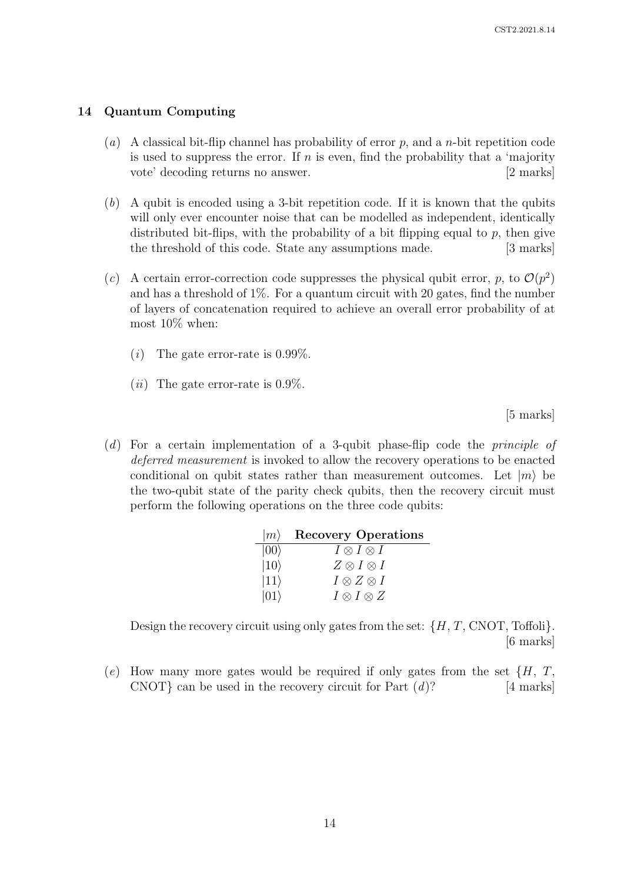## 14 Quantum Computing

(*a*) A classical bit-flip channel has probability of error $p$, and a $n$-bit repetition code is used to suppress the error. If $n$ is even, find the probability that a 'majority vote' decoding returns no answer. [2 marks]

(*b*) A qubit is encoded using a 3-bit repetition code. If it is known that the qubits will only ever encounter noise that can be modelled as independent, identically distributed bit-flips, with the probability of a bit flipping equal to $p$, then give the threshold of this code. State any assumptions made. [3 marks]

(*c*) A certain error-correction code suppresses the physical qubit error, $p$, to $\mathcal{O}(p^2)$ and has a threshold of 1%. For a quantum circuit with 20 gates, find the number of layers of concatenation required to achieve an overall error probability of at most 10% when:

(*i*) The gate error-rate is 0.99%.

(*ii*) The gate error-rate is 0.9%.

[5 marks]

(*d*) For a certain implementation of a 3-qubit phase-flip code the *principle of deferred measurement* is invoked to allow the recovery operations to be enacted conditional on qubit states rather than measurement outcomes. Let $|m\rangle$ be the two-qubit state of the parity check qubits, then the recovery circuit must perform the following operations on the three code qubits:

| $\lvert m\rangle$ | **Recovery Operations** |
|---|---|
| $\lvert 00\rangle$ | $I \otimes I \otimes I$ |
| $\lvert 10\rangle$ | $Z \otimes I \otimes I$ |
| $\lvert 11\rangle$ | $I \otimes Z \otimes I$ |
| $\lvert 01\rangle$ | $I \otimes I \otimes Z$ |

Design the recovery circuit using only gates from the set: $\{H, T, \text{CNOT}, \text{Toffoli}\}$. [6 marks]

(*e*) How many more gates would be required if only gates from the set $\{H, T, \text{CNOT}\}$ can be used in the recovery circuit for Part (*d*)? [4 marks]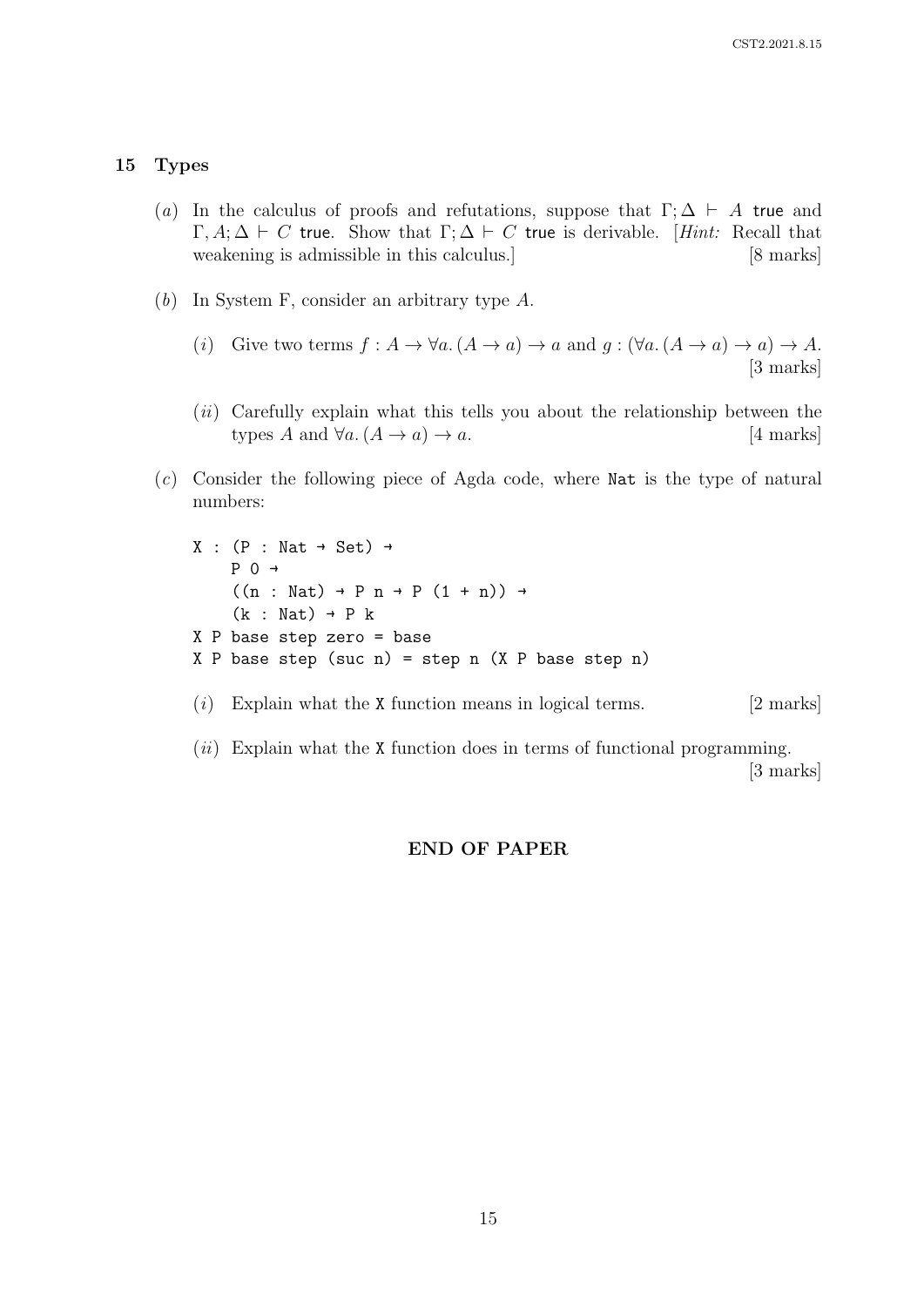## 15 Types

(*a*) In the calculus of proofs and refutations, suppose that $\Gamma; \Delta \vdash A$ true and $\Gamma, A; \Delta \vdash C$ true. Show that $\Gamma; \Delta \vdash C$ true is derivable. [*Hint:* Recall that weakening is admissible in this calculus.] [8 marks]

(*b*) In System F, consider an arbitrary type $A$.

(*i*) Give two terms $f : A \to \forall a. (A \to a) \to a$ and $g : (\forall a. (A \to a) \to a) \to A$. [3 marks]

(*ii*) Carefully explain what this tells you about the relationship between the types $A$ and $\forall a. (A \to a) \to a$. [4 marks]

(*c*) Consider the following piece of Agda code, where `Nat` is the type of natural numbers:

```
X : (P : Nat → Set) →
    P 0 →
    ((n : Nat) → P n → P (1 + n)) →
    (k : Nat) → P k
X P base step zero = base
X P base step (suc n) = step n (X P base step n)
```

(*i*) Explain what the `X` function means in logical terms. [2 marks]

(*ii*) Explain what the `X` function does in terms of functional programming. [3 marks]

**END OF PAPER**